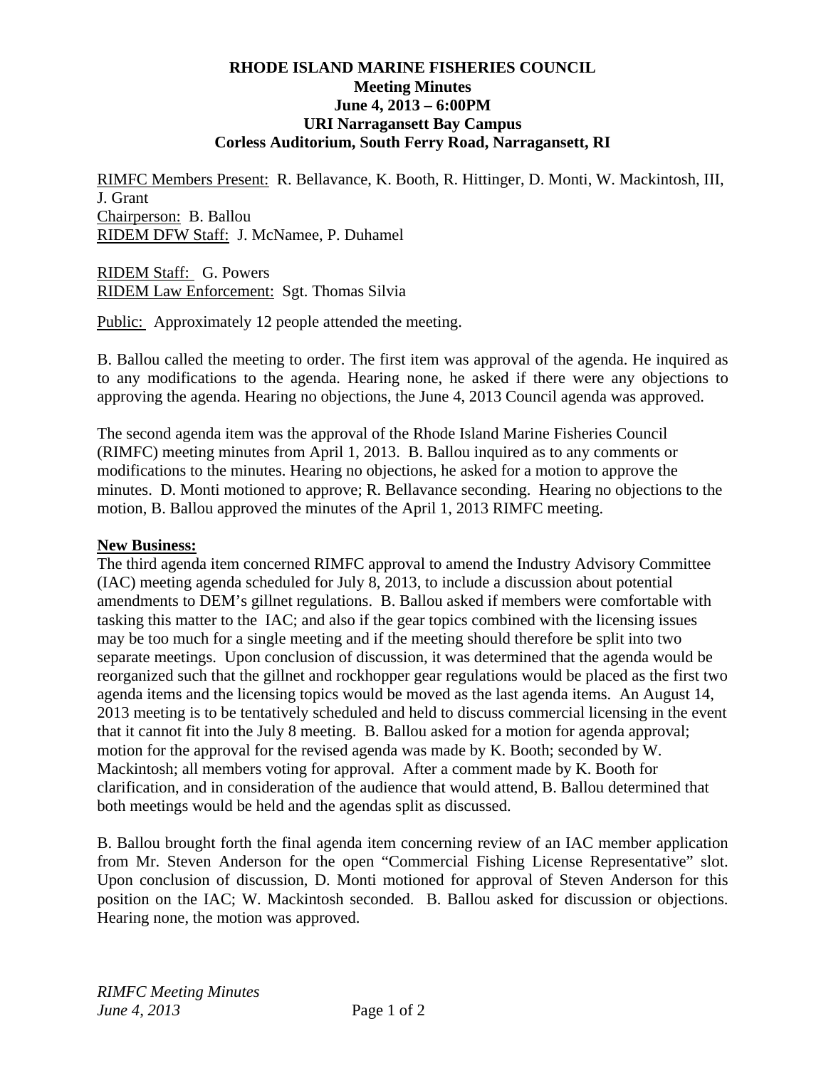**RHODE ISLAND MARINE FISHERIES COUNCIL**
**Meeting Minutes**
**June 4, 2013 – 6:00PM**
**URI Narragansett Bay Campus**
**Corless Auditorium, South Ferry Road, Narragansett, RI**

RIMFC Members Present: R. Bellavance, K. Booth, R. Hittinger, D. Monti, W. Mackintosh, III, J. Grant
Chairperson: B. Ballou
RIDEM DFW Staff: J. McNamee, P. Duhamel

RIDEM Staff: G. Powers
RIDEM Law Enforcement: Sgt. Thomas Silvia

Public: Approximately 12 people attended the meeting.

B. Ballou called the meeting to order. The first item was approval of the agenda. He inquired as to any modifications to the agenda. Hearing none, he asked if there were any objections to approving the agenda. Hearing no objections, the June 4, 2013 Council agenda was approved.

The second agenda item was the approval of the Rhode Island Marine Fisheries Council (RIMFC) meeting minutes from April 1, 2013. B. Ballou inquired as to any comments or modifications to the minutes. Hearing no objections, he asked for a motion to approve the minutes. D. Monti motioned to approve; R. Bellavance seconding. Hearing no objections to the motion, B. Ballou approved the minutes of the April 1, 2013 RIMFC meeting.

**New Business:**

The third agenda item concerned RIMFC approval to amend the Industry Advisory Committee (IAC) meeting agenda scheduled for July 8, 2013, to include a discussion about potential amendments to DEM's gillnet regulations. B. Ballou asked if members were comfortable with tasking this matter to the IAC; and also if the gear topics combined with the licensing issues may be too much for a single meeting and if the meeting should therefore be split into two separate meetings. Upon conclusion of discussion, it was determined that the agenda would be reorganized such that the gillnet and rockhopper gear regulations would be placed as the first two agenda items and the licensing topics would be moved as the last agenda items. An August 14, 2013 meeting is to be tentatively scheduled and held to discuss commercial licensing in the event that it cannot fit into the July 8 meeting. B. Ballou asked for a motion for agenda approval; motion for the approval for the revised agenda was made by K. Booth; seconded by W. Mackintosh; all members voting for approval. After a comment made by K. Booth for clarification, and in consideration of the audience that would attend, B. Ballou determined that both meetings would be held and the agendas split as discussed.

B. Ballou brought forth the final agenda item concerning review of an IAC member application from Mr. Steven Anderson for the open "Commercial Fishing License Representative" slot. Upon conclusion of discussion, D. Monti motioned for approval of Steven Anderson for this position on the IAC; W. Mackintosh seconded. B. Ballou asked for discussion or objections. Hearing none, the motion was approved.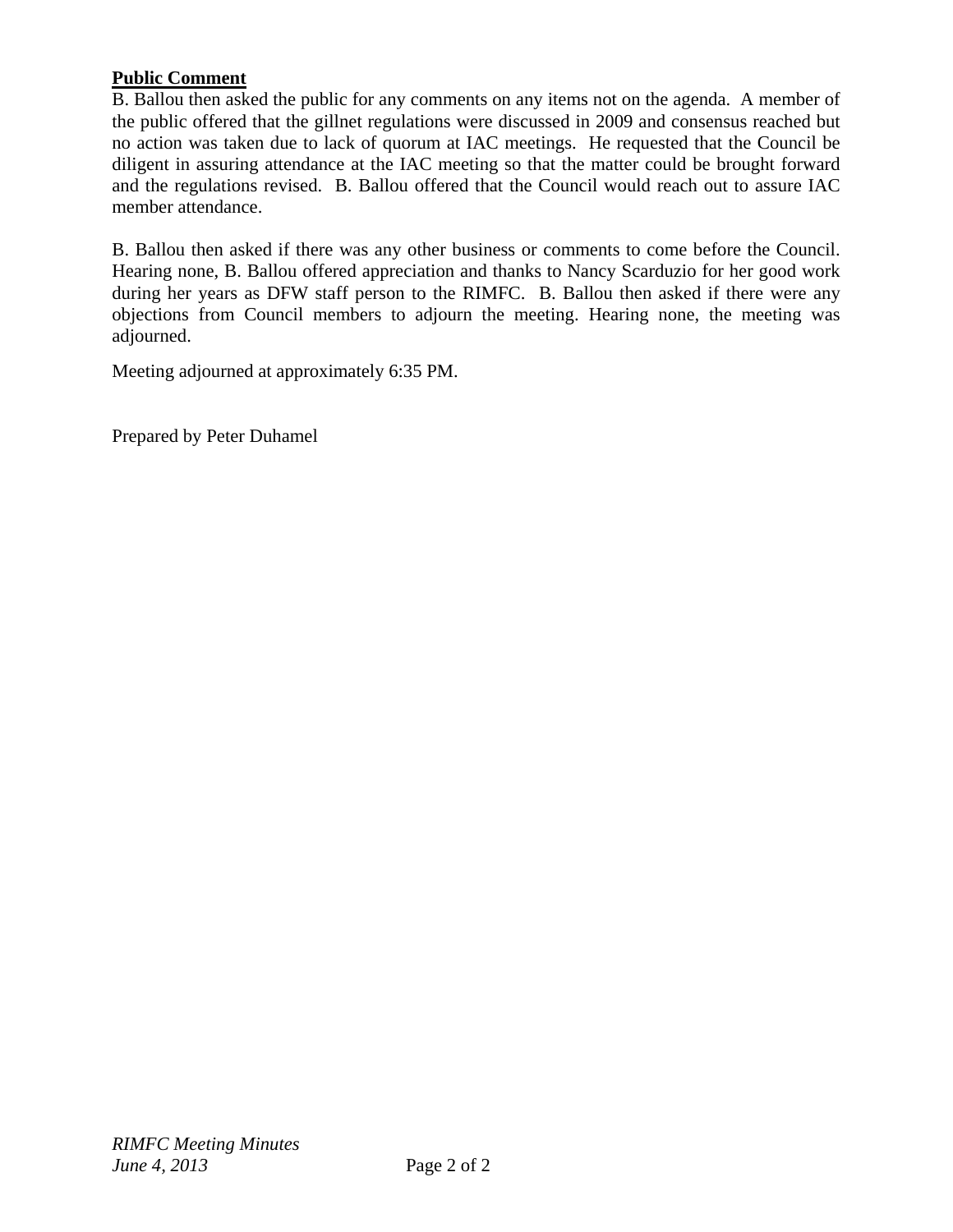**Public Comment**

B. Ballou then asked the public for any comments on any items not on the agenda. A member of the public offered that the gillnet regulations were discussed in 2009 and consensus reached but no action was taken due to lack of quorum at IAC meetings. He requested that the Council be diligent in assuring attendance at the IAC meeting so that the matter could be brought forward and the regulations revised. B. Ballou offered that the Council would reach out to assure IAC member attendance.

B. Ballou then asked if there was any other business or comments to come before the Council. Hearing none, B. Ballou offered appreciation and thanks to Nancy Scarduzio for her good work during her years as DFW staff person to the RIMFC. B. Ballou then asked if there were any objections from Council members to adjourn the meeting. Hearing none, the meeting was adjourned.

Meeting adjourned at approximately 6:35 PM.

Prepared by Peter Duhamel